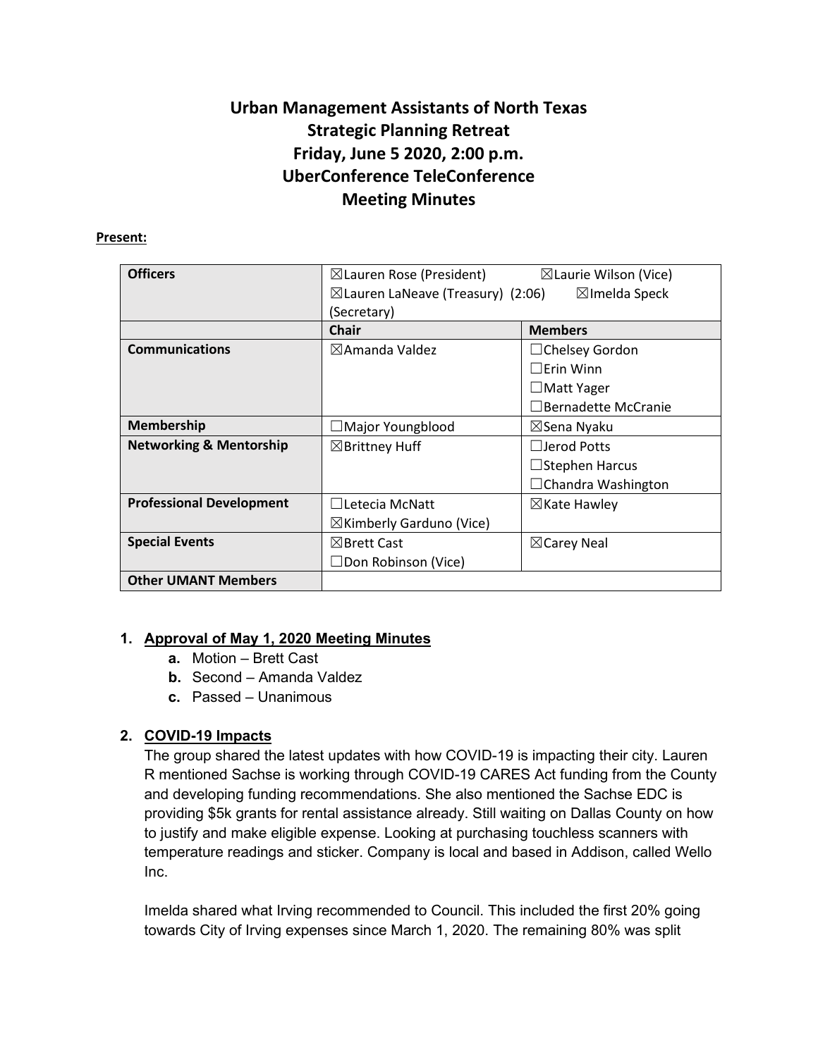# Urban Management Assistants of North Texas
## Strategic Planning Retreat
## Friday, June 5 2020, 2:00 p.m.
## UberConference TeleConference
## Meeting Minutes

**Present:**

| Officers | ☒Lauren Rose (President) ☒Laurie Wilson (Vice) ☒Lauren LaNeave (Treasury) (2:06) ☒Imelda Speck (Secretary) | |
|---|---|---|
| | **Chair** | **Members** |
| **Communications** | ☒Amanda Valdez | ☐Chelsey Gordon<br>☐Erin Winn<br>☐Matt Yager<br>☐Bernadette McCranie |
| **Membership** | ☐Major Youngblood | ☒Sena Nyaku |
| **Networking & Mentorship** | ☒Brittney Huff | ☐Jerod Potts<br>☐Stephen Harcus<br>☐Chandra Washington |
| **Professional Development** | ☐Letecia McNatt<br>☒Kimberly Garduno (Vice) | ☒Kate Hawley |
| **Special Events** | ☒Brett Cast<br>☐Don Robinson (Vice) | ☒Carey Neal |
| **Other UMANT Members** | | |

1. **Approval of May 1, 2020 Meeting Minutes**
   a. Motion – Brett Cast
   b. Second – Amanda Valdez
   c. Passed – Unanimous

2. **COVID-19 Impacts**

   The group shared the latest updates with how COVID-19 is impacting their city. Lauren R mentioned Sachse is working through COVID-19 CARES Act funding from the County and developing funding recommendations. She also mentioned the Sachse EDC is providing $5k grants for rental assistance already. Still waiting on Dallas County on how to justify and make eligible expense. Looking at purchasing touchless scanners with temperature readings and sticker. Company is local and based in Addison, called Wello Inc.

   Imelda shared what Irving recommended to Council. This included the first 20% going towards City of Irving expenses since March 1, 2020. The remaining 80% was split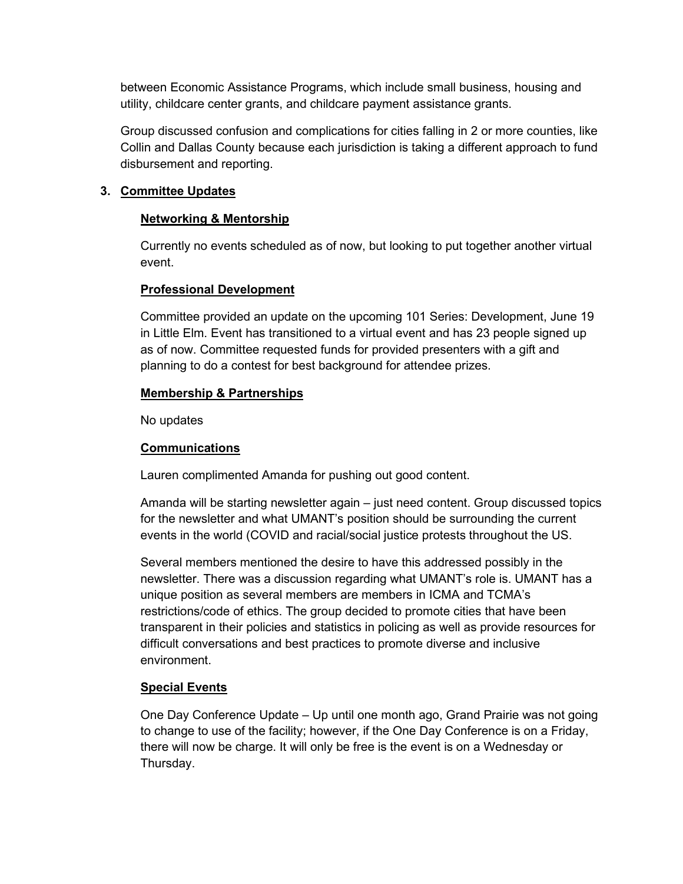between Economic Assistance Programs, which include small business, housing and utility, childcare center grants, and childcare payment assistance grants.

Group discussed confusion and complications for cities falling in 2 or more counties, like Collin and Dallas County because each jurisdiction is taking a different approach to fund disbursement and reporting.

**3. <u>Committee Updates</u>**

**<u>Networking & Mentorship</u>**

Currently no events scheduled as of now, but looking to put together another virtual event.

**<u>Professional Development</u>**

Committee provided an update on the upcoming 101 Series: Development, June 19 in Little Elm. Event has transitioned to a virtual event and has 23 people signed up as of now. Committee requested funds for provided presenters with a gift and planning to do a contest for best background for attendee prizes.

**<u>Membership & Partnerships</u>**

No updates

**<u>Communications</u>**

Lauren complimented Amanda for pushing out good content.

Amanda will be starting newsletter again – just need content. Group discussed topics for the newsletter and what UMANT's position should be surrounding the current events in the world (COVID and racial/social justice protests throughout the US.

Several members mentioned the desire to have this addressed possibly in the newsletter. There was a discussion regarding what UMANT's role is. UMANT has a unique position as several members are members in ICMA and TCMA's restrictions/code of ethics. The group decided to promote cities that have been transparent in their policies and statistics in policing as well as provide resources for difficult conversations and best practices to promote diverse and inclusive environment.

**<u>Special Events</u>**

One Day Conference Update – Up until one month ago, Grand Prairie was not going to change to use of the facility; however, if the One Day Conference is on a Friday, there will now be charge. It will only be free is the event is on a Wednesday or Thursday.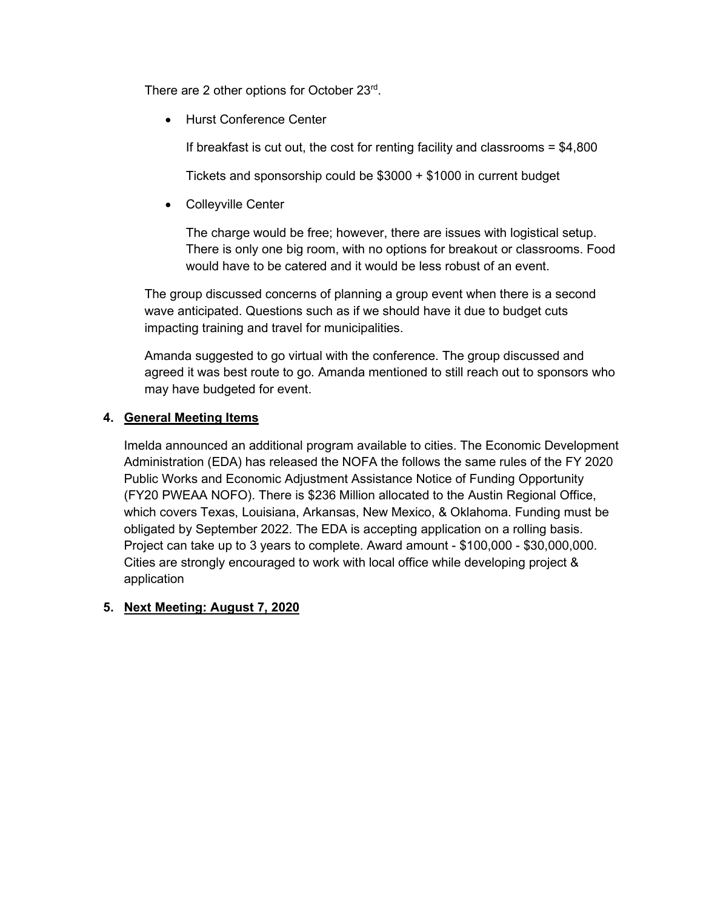There are 2 other options for October 23rd.

- Hurst Conference Center

  If breakfast is cut out, the cost for renting facility and classrooms = $4,800

  Tickets and sponsorship could be $3000 + $1000 in current budget

- Colleyville Center

  The charge would be free; however, there are issues with logistical setup. There is only one big room, with no options for breakout or classrooms. Food would have to be catered and it would be less robust of an event.

The group discussed concerns of planning a group event when there is a second wave anticipated. Questions such as if we should have it due to budget cuts impacting training and travel for municipalities.

Amanda suggested to go virtual with the conference. The group discussed and agreed it was best route to go. Amanda mentioned to still reach out to sponsors who may have budgeted for event.

**4. <u>General Meeting Items</u>**

Imelda announced an additional program available to cities. The Economic Development Administration (EDA) has released the NOFA the follows the same rules of the FY 2020 Public Works and Economic Adjustment Assistance Notice of Funding Opportunity (FY20 PWEAA NOFO). There is $236 Million allocated to the Austin Regional Office, which covers Texas, Louisiana, Arkansas, New Mexico, & Oklahoma. Funding must be obligated by September 2022. The EDA is accepting application on a rolling basis. Project can take up to 3 years to complete. Award amount - $100,000 - $30,000,000. Cities are strongly encouraged to work with local office while developing project & application

**5. <u>Next Meeting: August 7, 2020</u>**